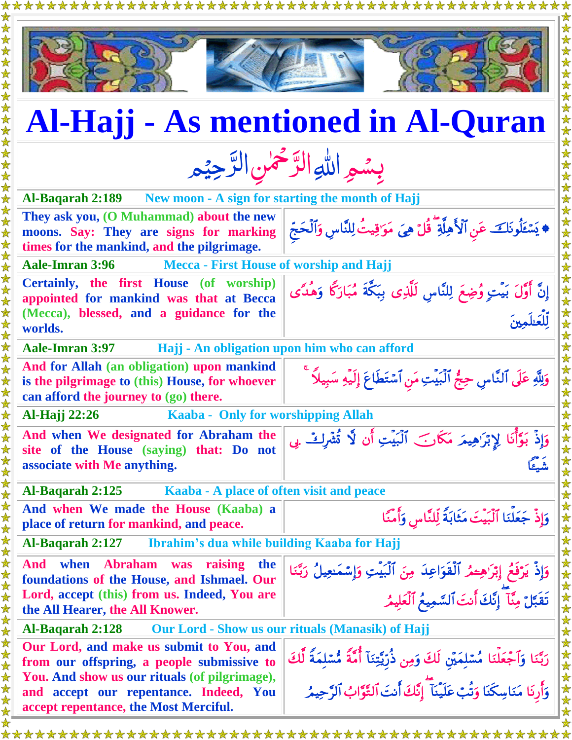# Al-Hajj - As mentioned in Al-Quran

بِسۡمِ اللّٰهِ الرَّحۡمٰنِ الرَّحِیۡمِ

| Al-Baqarah 2:189 | New moon - A sign for starting the month of Hajj |
|---|---|
| They ask you, (O Muhammad) about the new moons. Say: They are signs for marking times for the mankind, and the pilgrimage. | ۞ يَسْـَٔلُونَكَ عَنِ ٱلْأَهِلَّةِ ۖ قُلْ هِىَ مَوَٰقِيتُ لِلنَّاسِ وَٱلْحَجِّ |
| **Aale-Imran 3:96** | **Mecca - First House of worship and Hajj** |
| Certainly, the first House (of worship) appointed for mankind was that at Becca (Mecca), blessed, and a guidance for the worlds. | إِنَّ أَوَّلَ بَيْتٍ وُضِعَ لِلنَّاسِ لَلَّذِى بِبَكَّةَ مُبَارَكًا وَهُدًى لِّلْعَٰلَمِينَ |
| **Aale-Imran 3:97** | **Hajj - An obligation upon him who can afford** |
| And for Allah (an obligation) upon mankind is the pilgrimage to (this) House, for whoever can afford the journey to (go) there. | وَلِلَّهِ عَلَى ٱلنَّاسِ حِجُّ ٱلْبَيْتِ مَنِ ٱسْتَطَاعَ إِلَيْهِ سَبِيلًا ۚ |
| **Al-Hajj 22:26** | **Kaaba - Only for worshipping Allah** |
| And when We designated for Abraham the site of the House (saying) that: Do not associate with Me anything. | وَإِذْ بَوَّأْنَا لِإِبْرَٰهِيمَ مَكَانَ ٱلْبَيْتِ أَن لَّا تُشْرِكْ بِى شَيْـًٔا |
| **Al-Baqarah 2:125** | **Kaaba - A place of often visit and peace** |
| And when We made the House (Kaaba) a place of return for mankind, and peace. | وَإِذْ جَعَلْنَا ٱلْبَيْتَ مَثَابَةً لِّلنَّاسِ وَأَمْنًا |
| **Al-Baqarah 2:127** | **Ibrahim's dua while building Kaaba for Hajj** |
| And when Abraham was raising the foundations of the House, and Ishmael. Our Lord, accept (this) from us. Indeed, You are the All Hearer, the All Knower. | وَإِذْ يَرْفَعُ إِبْرَٰهِـۧمُ ٱلْقَوَاعِدَ مِنَ ٱلْبَيْتِ وَإِسْمَٰعِيلُ رَبَّنَا تَقَبَّلْ مِنَّآ ۖ إِنَّكَ أَنتَ ٱلسَّمِيعُ ٱلْعَلِيمُ |
| **Al-Baqarah 2:128** | **Our Lord - Show us our rituals (Manasik) of Hajj** |
| Our Lord, and make us submit to You, and from our offspring, a people submissive to You. And show us our rituals (of pilgrimage), and accept our repentance. Indeed, You accept repentance, the Most Merciful. | رَبَّنَا وَٱجْعَلْنَا مُسْلِمَيْنِ لَكَ وَمِن ذُرِّيَّتِنَآ أُمَّةً مُّسْلِمَةً لَّكَ وَأَرِنَا مَنَاسِكَنَا وَتُبْ عَلَيْنَآ ۖ إِنَّكَ أَنتَ ٱلتَّوَّابُ ٱلرَّحِيمُ |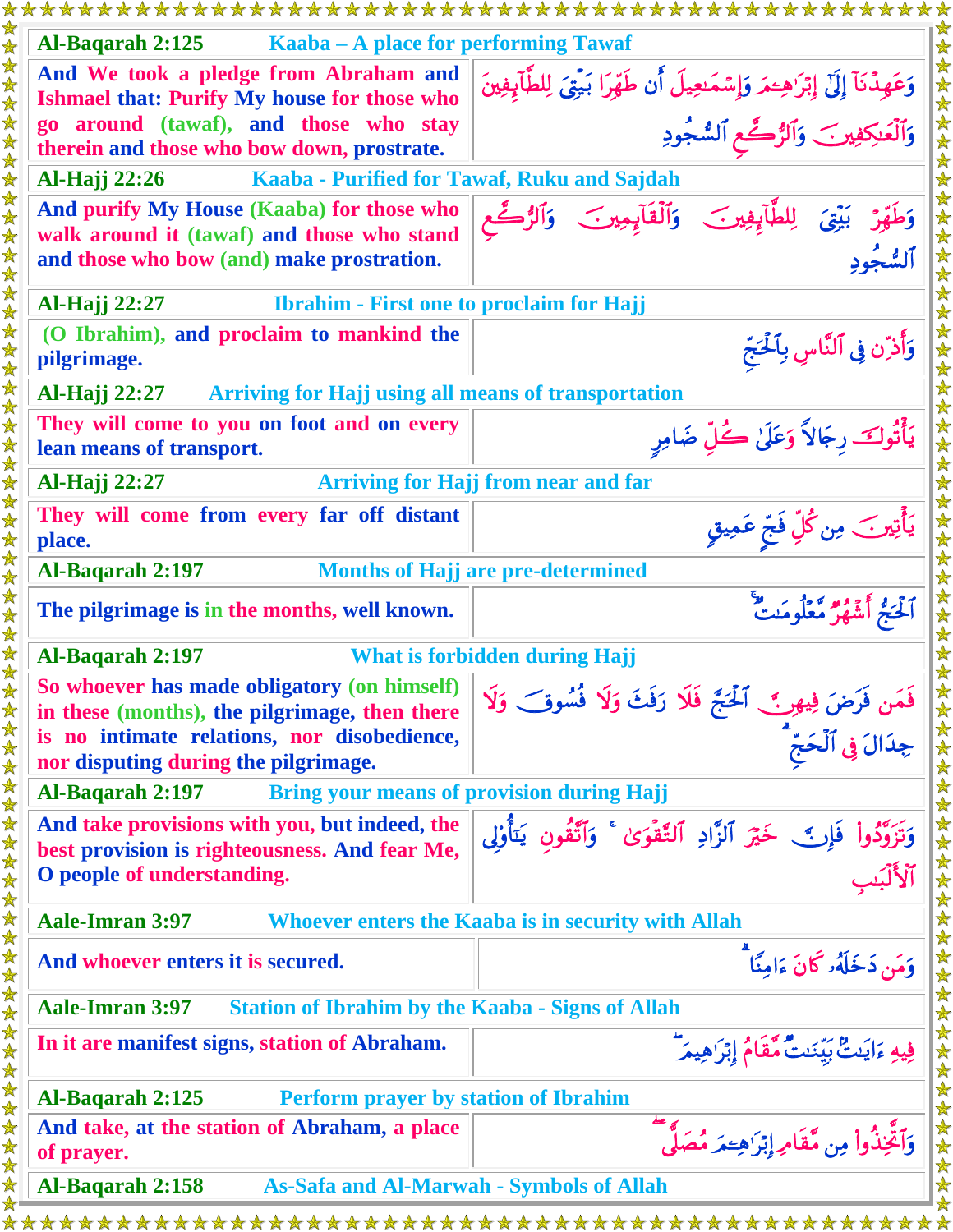| Al-Baqarah 2:125 | Kaaba – A place for performing Tawaf |
| --- | --- |
| And We took a pledge from Abraham and Ishmael that: Purify My house for those who go around (tawaf), and those who stay therein and those who bow down, prostrate. | وَعَهِدْنَآ إِلَىٰٓ إِبْرَٰهِـۧمَ وَإِسْمَـٰعِيلَ أَن طَهِّرَا بَيْتِىَ لِلطَّآئِفِينَ وَٱلْعَـٰكِفِينَ وَٱلرُّكَّعِ ٱلسُّجُودِ |
| **Al-Hajj 22:26** | **Kaaba - Purified for Tawaf, Ruku and Sajdah** |
| And purify My House (Kaaba) for those who walk around it (tawaf) and those who stand and those who bow (and) make prostration. | وَطَهِّرْ بَيْتِىَ لِلطَّآئِفِينَ وَٱلْقَآئِمِينَ وَٱلرُّكَّعِ ٱلسُّجُودِ |
| **Al-Hajj 22:27** | **Ibrahim - First one to proclaim for Hajj** |
| (O Ibrahim), and proclaim to mankind the pilgrimage. | وَأَذِّن فِى ٱلنَّاسِ بِٱلْحَجِّ |
| **Al-Hajj 22:27** | **Arriving for Hajj using all means of transportation** |
| They will come to you on foot and on every lean means of transport. | يَأْتُوكَ رِجَالًا وَعَلَىٰ كُلِّ ضَامِرٍ |
| **Al-Hajj 22:27** | **Arriving for Hajj from near and far** |
| They will come from every far off distant place. | يَأْتِينَ مِن كُلِّ فَجٍّ عَمِيقٍ |
| **Al-Baqarah 2:197** | **Months of Hajj are pre-determined** |
| The pilgrimage is in the months, well known. | ٱلْحَجُّ أَشْهُرٌ مَّعْلُومَـٰتٌ |
| **Al-Baqarah 2:197** | **What is forbidden during Hajj** |
| So whoever has made obligatory (on himself) in these (months), the pilgrimage, then there is no intimate relations, nor disobedience, nor disputing during the pilgrimage. | فَمَن فَرَضَ فِيهِنَّ ٱلْحَجَّ فَلَا رَفَثَ وَلَا فُسُوقَ وَلَا جِدَالَ فِى ٱلْحَجِّ |
| **Al-Baqarah 2:197** | **Bring your means of provision during Hajj** |
| And take provisions with you, but indeed, the best provision is righteousness. And fear Me, O people of understanding. | وَتَزَوَّدُوا۟ فَإِنَّ خَيْرَ ٱلزَّادِ ٱلتَّقْوَىٰ ۚ وَٱتَّقُونِ يَـٰٓأُو۟لِى ٱلْأَلْبَـٰبِ |
| **Aale-Imran 3:97** | **Whoever enters the Kaaba is in security with Allah** |
| And whoever enters it is secured. | وَمَن دَخَلَهُۥ كَانَ ءَامِنًا |
| **Aale-Imran 3:97** | **Station of Ibrahim by the Kaaba - Signs of Allah** |
| In it are manifest signs, station of Abraham. | فِيهِ ءَايَـٰتٌۢ بَيِّنَـٰتٌ مَّقَامُ إِبْرَٰهِيمَ |
| **Al-Baqarah 2:125** | **Perform prayer by station of Ibrahim** |
| And take, at the station of Abraham, a place of prayer. | وَٱتَّخِذُوا۟ مِن مَّقَامِ إِبْرَٰهِـۧمَ مُصَلًّى |
| **Al-Baqarah 2:158** | **As-Safa and Al-Marwah - Symbols of Allah** |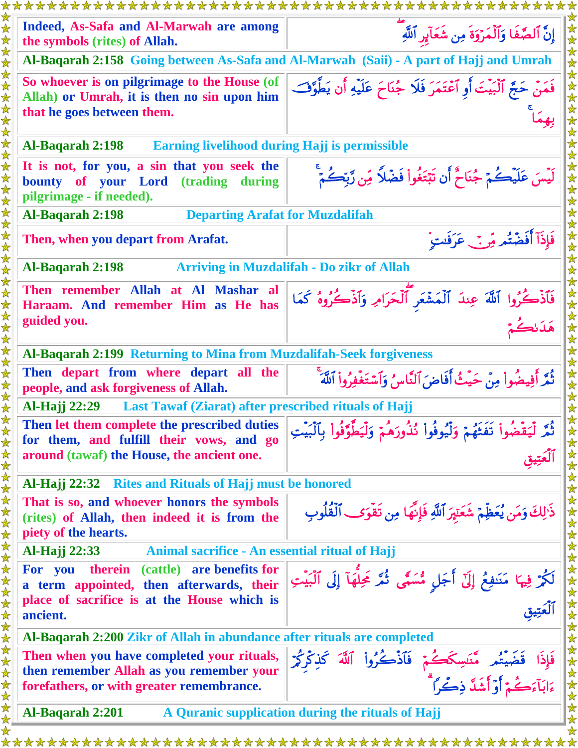| | |
|---|---|
| Indeed, As-Safa and Al-Marwah are among the symbols (rites) of Allah. | إِنَّ ٱلصَّفَا وَٱلْمَرْوَةَ مِن شَعَآئِرِ ٱللَّهِ |
| **Al-Baqarah 2:158** Going between As-Safa and Al-Marwah (Saii) - A part of Hajj and Umrah | |
| So whoever is on pilgrimage to the House (of Allah) or Umrah, it is then no sin upon him that he goes between them. | فَمَنْ حَجَّ ٱلْبَيْتَ أَوِ ٱعْتَمَرَ فَلَا جُنَاحَ عَلَيْهِ أَن يَطَّوَّفَ بِهِمَا |
| **Al-Baqarah 2:198** Earning livelihood during Hajj is permissible | |
| It is not, for you, a sin that you seek the bounty of your Lord (trading during pilgrimage - if needed). | لَيْسَ عَلَيْكُمْ جُنَاحٌ أَن تَبْتَغُوا۟ فَضْلًا مِّن رَّبِّكُمْ |
| **Al-Baqarah 2:198** Departing Arafat for Muzdalifah | |
| Then, when you depart from Arafat. | فَإِذَآ أَفَضْتُم مِّنْ عَرَفَٰتٍ |
| **Al-Baqarah 2:198** Arriving in Muzdalifah - Do zikr of Allah | |
| Then remember Allah at Al Mashar al Haraam. And remember Him as He has guided you. | فَٱذْكُرُوا۟ ٱللَّهَ عِندَ ٱلْمَشْعَرِ ٱلْحَرَامِ وَٱذْكُرُوهُ كَمَا هَدَىٰكُمْ |
| **Al-Baqarah 2:199** Returning to Mina from Muzdalifah-Seek forgiveness | |
| Then depart from where depart all the people, and ask forgiveness of Allah. | ثُمَّ أَفِيضُوا۟ مِنْ حَيْثُ أَفَاضَ ٱلنَّاسُ وَٱسْتَغْفِرُوا۟ ٱللَّهَ |
| **Al-Hajj 22:29** Last Tawaf (Ziarat) after prescribed rituals of Hajj | |
| Then let them complete the prescribed duties for them, and fulfill their vows, and go around (tawaf) the House, the ancient one. | ثُمَّ لْيَقْضُوا۟ تَفَثَهُمْ وَلْيُوفُوا۟ نُذُورَهُمْ وَلْيَطَّوَّفُوا۟ بِٱلْبَيْتِ ٱلْعَتِيقِ |
| **Al-Hajj 22:32** Rites and Rituals of Hajj must be honored | |
| That is so, and whoever honors the symbols (rites) of Allah, then indeed it is from the piety of the hearts. | ذَٰلِكَ وَمَن يُعَظِّمْ شَعَٰٓئِرَ ٱللَّهِ فَإِنَّهَا مِن تَقْوَى ٱلْقُلُوبِ |
| **Al-Hajj 22:33** Animal sacrifice - An essential ritual of Hajj | |
| For you therein (cattle) are benefits for a term appointed, then afterwards, their place of sacrifice is at the House which is ancient. | لَكُمْ فِيهَا مَنَٰفِعُ إِلَىٰٓ أَجَلٍ مُّسَمًّى ثُمَّ مَحِلُّهَآ إِلَى ٱلْبَيْتِ ٱلْعَتِيقِ |
| **Al-Baqarah 2:200** Zikr of Allah in abundance after rituals are completed | |
| Then when you have completed your rituals, then remember Allah as you remember your forefathers, or with greater remembrance. | فَإِذَا قَضَيْتُم مَّنَٰسِكَكُمْ فَٱذْكُرُوا۟ ٱللَّهَ كَذِكْرِكُمْ ءَابَآءَكُمْ أَوْ أَشَدَّ ذِكْرًا |
| **Al-Baqarah 2:201** A Quranic supplication during the rituals of Hajj | |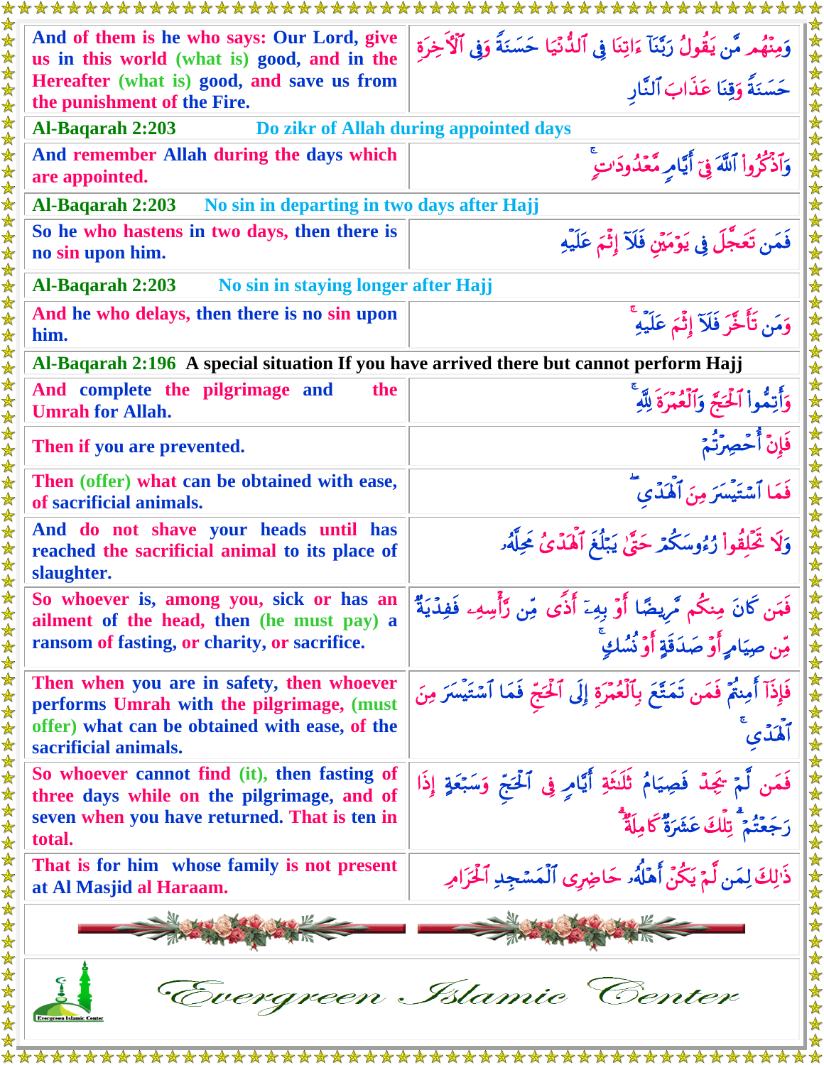| | |
|---|---|
| And of them is he who says: Our Lord, give us in this world (what is) good, and in the Hereafter (what is) good, and save us from the punishment of the Fire. | وَمِنْهُم مَّن يَقُولُ رَبَّنَآ ءَاتِنَا فِى ٱلدُّنْيَا حَسَنَةً وَفِى ٱلْءَاخِرَةِ حَسَنَةً وَقِنَا عَذَابَ ٱلنَّارِ |
| **Al-Baqarah 2:203** Do zikr of Allah during appointed days | |
| And remember Allah during the days which are appointed. | وَٱذْكُرُوا۟ ٱللَّهَ فِىٓ أَيَّامٍ مَّعْدُودَٰتٍ |
| **Al-Baqarah 2:203** No sin in departing in two days after Hajj | |
| So he who hastens in two days, then there is no sin upon him. | فَمَن تَعَجَّلَ فِى يَوْمَيْنِ فَلَآ إِثْمَ عَلَيْهِ |
| **Al-Baqarah 2:203** No sin in staying longer after Hajj | |
| And he who delays, then there is no sin upon him. | وَمَن تَأَخَّرَ فَلَآ إِثْمَ عَلَيْهِ |
| **Al-Baqarah 2:196** A special situation If you have arrived there but cannot perform Hajj | |
| And complete the pilgrimage and the Umrah for Allah. | وَأَتِمُّوا۟ ٱلْحَجَّ وَٱلْعُمْرَةَ لِلَّهِ |
| Then if you are prevented. | فَإِنْ أُحْصِرْتُمْ |
| Then (offer) what can be obtained with ease, of sacrificial animals. | فَمَا ٱسْتَيْسَرَ مِنَ ٱلْهَدْىِ |
| And do not shave your heads until has reached the sacrificial animal to its place of slaughter. | وَلَا تَحْلِقُوا۟ رُءُوسَكُمْ حَتَّىٰ يَبْلُغَ ٱلْهَدْىُ مَحِلَّهُۥ |
| So whoever is, among you, sick or has an ailment of the head, then (he must pay) a ransom of fasting, or charity, or sacrifice. | فَمَن كَانَ مِنكُم مَّرِيضًا أَوْ بِهِۦٓ أَذًى مِّن رَّأْسِهِۦ فَفِدْيَةٌ مِّن صِيَامٍ أَوْ صَدَقَةٍ أَوْ نُسُكٍ |
| Then when you are in safety, then whoever performs Umrah with the pilgrimage, (must offer) what can be obtained with ease, of the sacrificial animals. | فَإِذَآ أَمِنتُمْ فَمَن تَمَتَّعَ بِٱلْعُمْرَةِ إِلَى ٱلْحَجِّ فَمَا ٱسْتَيْسَرَ مِنَ ٱلْهَدْىِ |
| So whoever cannot find (it), then fasting of three days while on the pilgrimage, and of seven when you have returned. That is ten in total. | فَمَن لَّمْ يَجِدْ فَصِيَامُ ثَلَٰثَةِ أَيَّامٍ فِى ٱلْحَجِّ وَسَبْعَةٍ إِذَا رَجَعْتُمْ تِلْكَ عَشَرَةٌ كَامِلَةٌ |
| That is for him whose family is not present at Al Masjid al Haraam. | ذَٰلِكَ لِمَن لَّمْ يَكُنْ أَهْلُهُۥ حَاضِرِى ٱلْمَسْجِدِ ٱلْحَرَامِ |

Evergreen Islamic Center